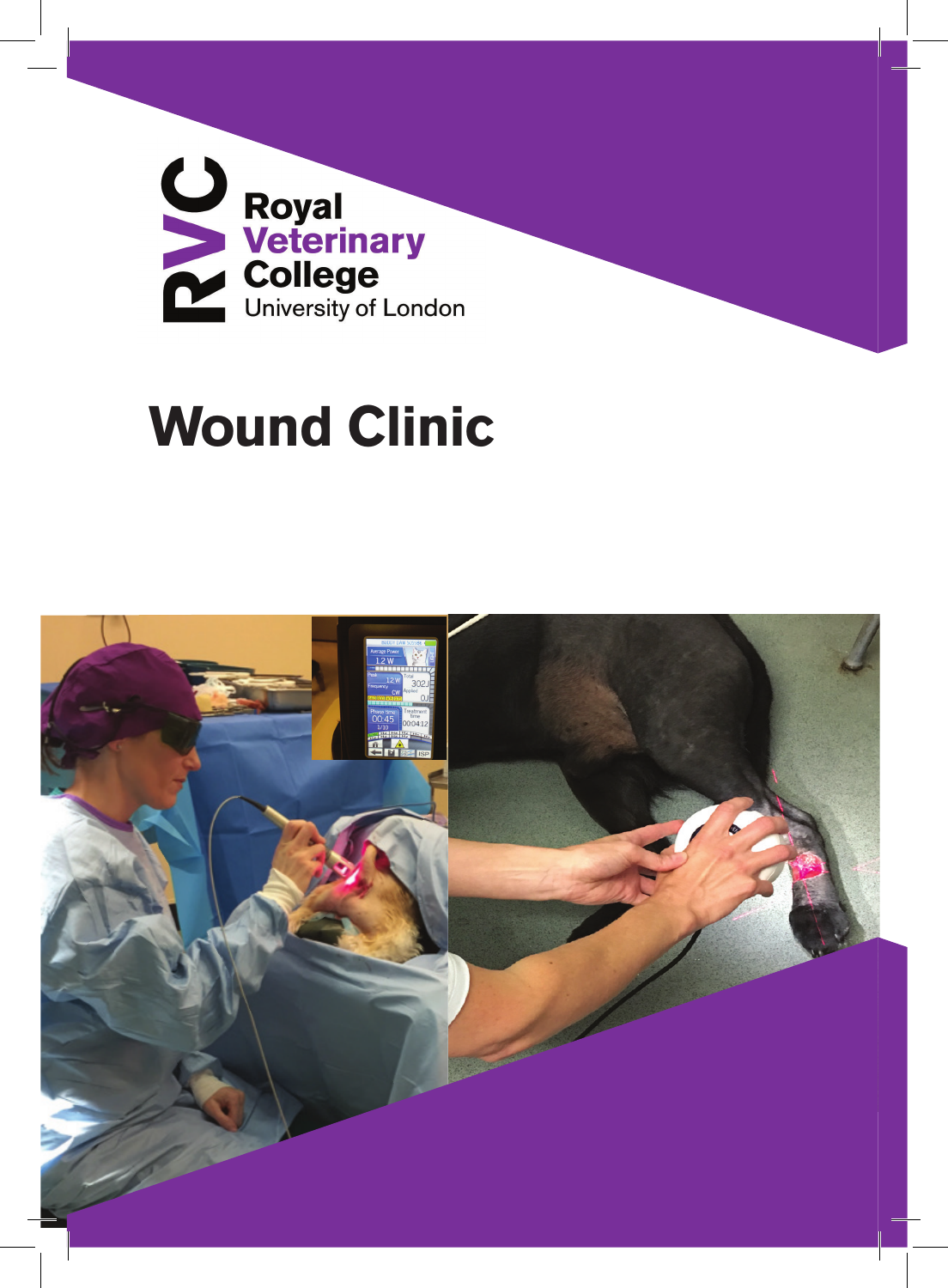RVC Royal Veterinary College University of London

# Wound Clinic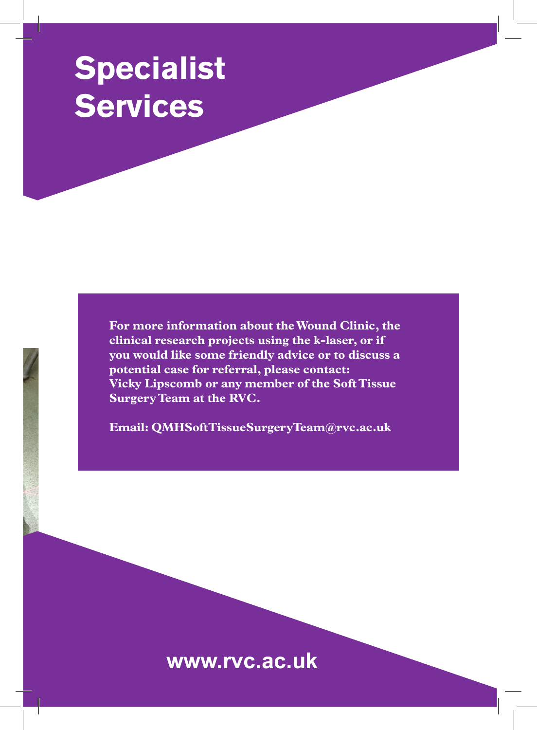# Specialist Services

**For more information about the Wound Clinic, the clinical research projects using the k-laser, or if you would like some friendly advice or to discuss a potential case for referral, please contact:**
**Vicky Lipscomb or any member of the Soft Tissue Surgery Team at the RVC.**

**Email: QMHSoftTissueSurgeryTeam@rvc.ac.uk**

**www.rvc.ac.uk**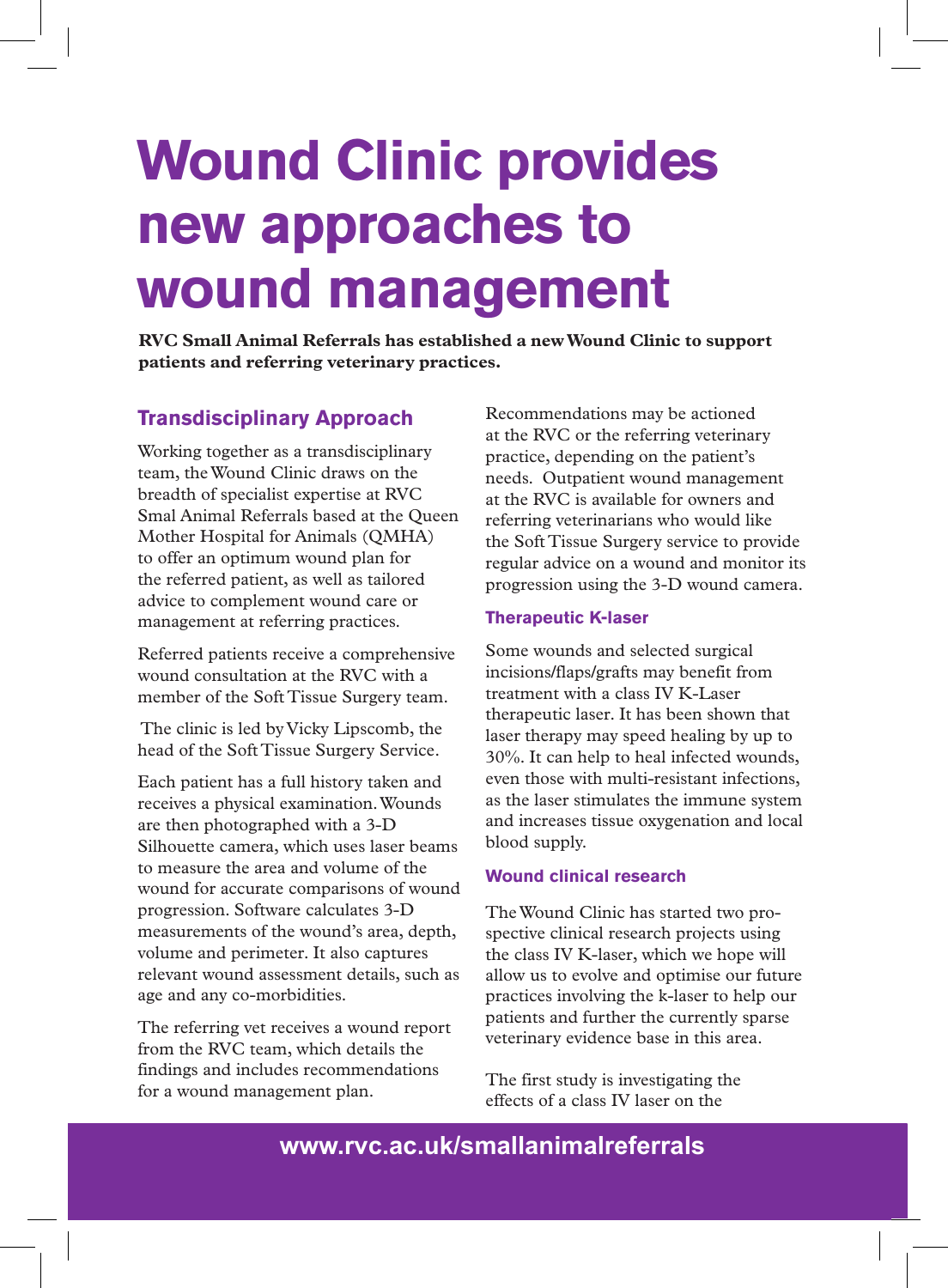# Wound Clinic provides new approaches to wound management

**RVC Small Animal Referrals has established a new Wound Clinic to support patients and referring veterinary practices.**

## Transdisciplinary Approach

Working together as a transdisciplinary team, the Wound Clinic draws on the breadth of specialist expertise at RVC Smal Animal Referrals based at the Queen Mother Hospital for Animals (QMHA) to offer an optimum wound plan for the referred patient, as well as tailored advice to complement wound care or management at referring practices.

Referred patients receive a comprehensive wound consultation at the RVC with a member of the Soft Tissue Surgery team.

The clinic is led by Vicky Lipscomb, the head of the Soft Tissue Surgery Service.

Each patient has a full history taken and receives a physical examination. Wounds are then photographed with a 3-D Silhouette camera, which uses laser beams to measure the area and volume of the wound for accurate comparisons of wound progression. Software calculates 3-D measurements of the wound's area, depth, volume and perimeter. It also captures relevant wound assessment details, such as age and any co-morbidities.

The referring vet receives a wound report from the RVC team, which details the findings and includes recommendations for a wound management plan.

Recommendations may be actioned at the RVC or the referring veterinary practice, depending on the patient's needs. Outpatient wound management at the RVC is available for owners and referring veterinarians who would like the Soft Tissue Surgery service to provide regular advice on a wound and monitor its progression using the 3-D wound camera.

### Therapeutic K-laser

Some wounds and selected surgical incisions/flaps/grafts may benefit from treatment with a class IV K-Laser therapeutic laser. It has been shown that laser therapy may speed healing by up to 30%. It can help to heal infected wounds, even those with multi-resistant infections, as the laser stimulates the immune system and increases tissue oxygenation and local blood supply.

### Wound clinical research

The Wound Clinic has started two prospective clinical research projects using the class IV K-laser, which we hope will allow us to evolve and optimise our future practices involving the k-laser to help our patients and further the currently sparse veterinary evidence base in this area.

The first study is investigating the effects of a class IV laser on the

**www.rvc.ac.uk/smallanimalreferrals**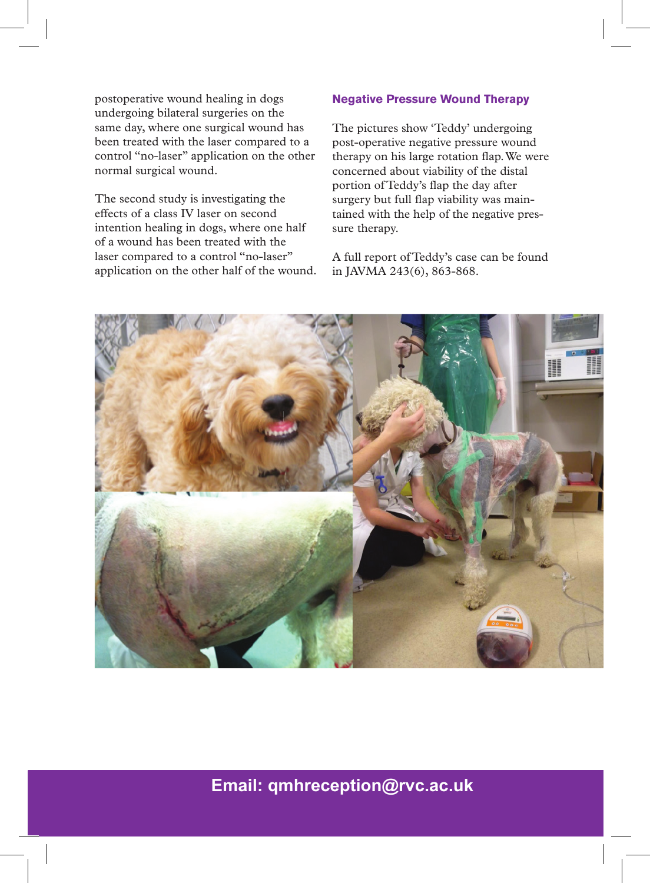postoperative wound healing in dogs undergoing bilateral surgeries on the same day, where one surgical wound has been treated with the laser compared to a control “no-laser” application on the other normal surgical wound.

The second study is investigating the effects of a class IV laser on second intention healing in dogs, where one half of a wound has been treated with the laser compared to a control “no-laser” application on the other half of the wound.

## Negative Pressure Wound Therapy

The pictures show ‘Teddy’ undergoing post-operative negative pressure wound therapy on his large rotation flap. We were concerned about viability of the distal portion of Teddy’s flap the day after surgery but full flap viability was maintained with the help of the negative pressure therapy.

A full report of Teddy’s case can be found in JAVMA 243(6), 863-868.

**Email: qmhreception@rvc.ac.uk**